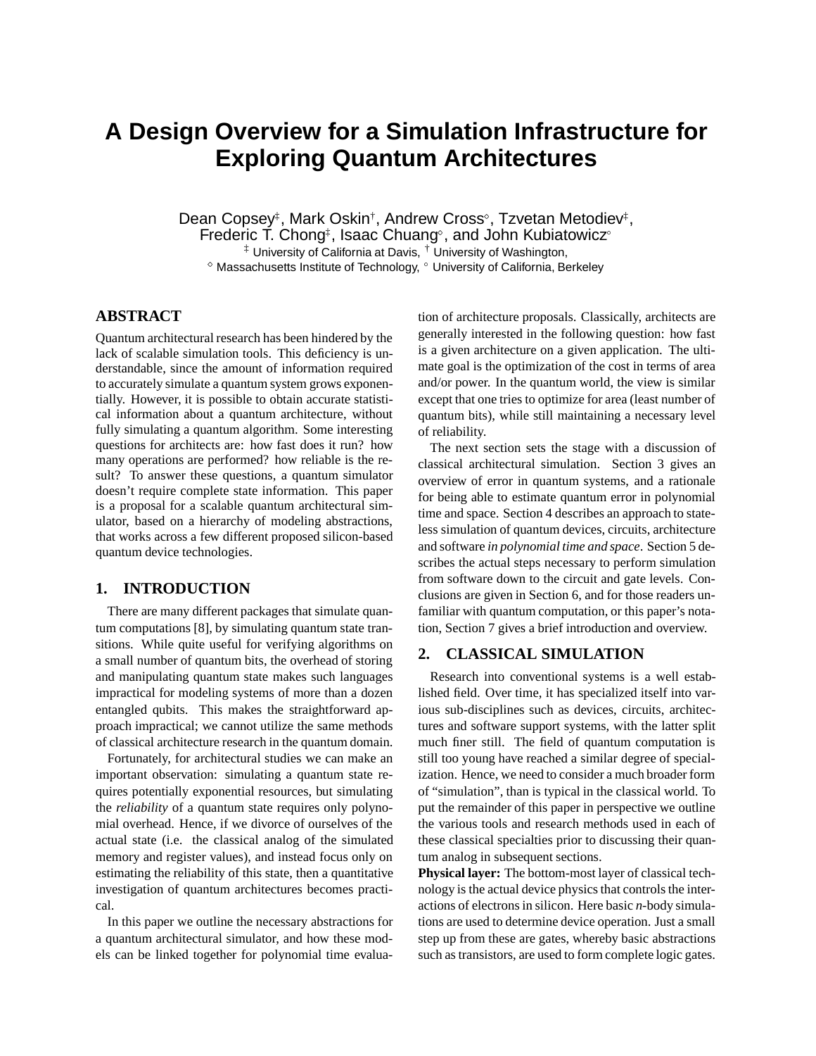# A Design Overview for a Simulation Infrastructure for Exploring Quantum Architectures

Dean Copsey[‡], Mark Oskin[†], Andrew Cross[⋄], Tzvetan Metodiev[‡], Frederic T. Chong[‡], Isaac Chuang[⋄], and John Kubiatowicz[∘]

[‡] University of California at Davis, [†] University of Washington,
[⋄] Massachusetts Institute of Technology, [∘] University of California, Berkeley

## ABSTRACT

Quantum architectural research has been hindered by the lack of scalable simulation tools. This deficiency is understandable, since the amount of information required to accurately simulate a quantum system grows exponentially. However, it is possible to obtain accurate statistical information about a quantum architecture, without fully simulating a quantum algorithm. Some interesting questions for architects are: how fast does it run? how many operations are performed? how reliable is the result? To answer these questions, a quantum simulator doesn't require complete state information. This paper is a proposal for a scalable quantum architectural simulator, based on a hierarchy of modeling abstractions, that works across a few different proposed silicon-based quantum device technologies.

## 1. INTRODUCTION

There are many different packages that simulate quantum computations [8], by simulating quantum state transitions. While quite useful for verifying algorithms on a small number of quantum bits, the overhead of storing and manipulating quantum state makes such languages impractical for modeling systems of more than a dozen entangled qubits. This makes the straightforward approach impractical; we cannot utilize the same methods of classical architecture research in the quantum domain.

Fortunately, for architectural studies we can make an important observation: simulating a quantum state requires potentially exponential resources, but simulating the *reliability* of a quantum state requires only polynomial overhead. Hence, if we divorce of ourselves of the actual state (i.e. the classical analog of the simulated memory and register values), and instead focus only on estimating the reliability of this state, then a quantitative investigation of quantum architectures becomes practical.

In this paper we outline the necessary abstractions for a quantum architectural simulator, and how these models can be linked together for polynomial time evaluation of architecture proposals. Classically, architects are generally interested in the following question: how fast is a given architecture on a given application. The ultimate goal is the optimization of the cost in terms of area and/or power. In the quantum world, the view is similar except that one tries to optimize for area (least number of quantum bits), while still maintaining a necessary level of reliability.

The next section sets the stage with a discussion of classical architectural simulation. Section 3 gives an overview of error in quantum systems, and a rationale for being able to estimate quantum error in polynomial time and space. Section 4 describes an approach to stateless simulation of quantum devices, circuits, architecture and software *in polynomial time and space*. Section 5 describes the actual steps necessary to perform simulation from software down to the circuit and gate levels. Conclusions are given in Section 6, and for those readers unfamiliar with quantum computation, or this paper's notation, Section 7 gives a brief introduction and overview.

## 2. CLASSICAL SIMULATION

Research into conventional systems is a well established field. Over time, it has specialized itself into various sub-disciplines such as devices, circuits, architectures and software support systems, with the latter split much finer still. The field of quantum computation is still too young have reached a similar degree of specialization. Hence, we need to consider a much broader form of "simulation", than is typical in the classical world. To put the remainder of this paper in perspective we outline the various tools and research methods used in each of these classical specialties prior to discussing their quantum analog in subsequent sections.

**Physical layer:** The bottom-most layer of classical technology is the actual device physics that controls the interactions of electrons in silicon. Here basic *n*-body simulations are used to determine device operation. Just a small step up from these are gates, whereby basic abstractions such as transistors, are used to form complete logic gates.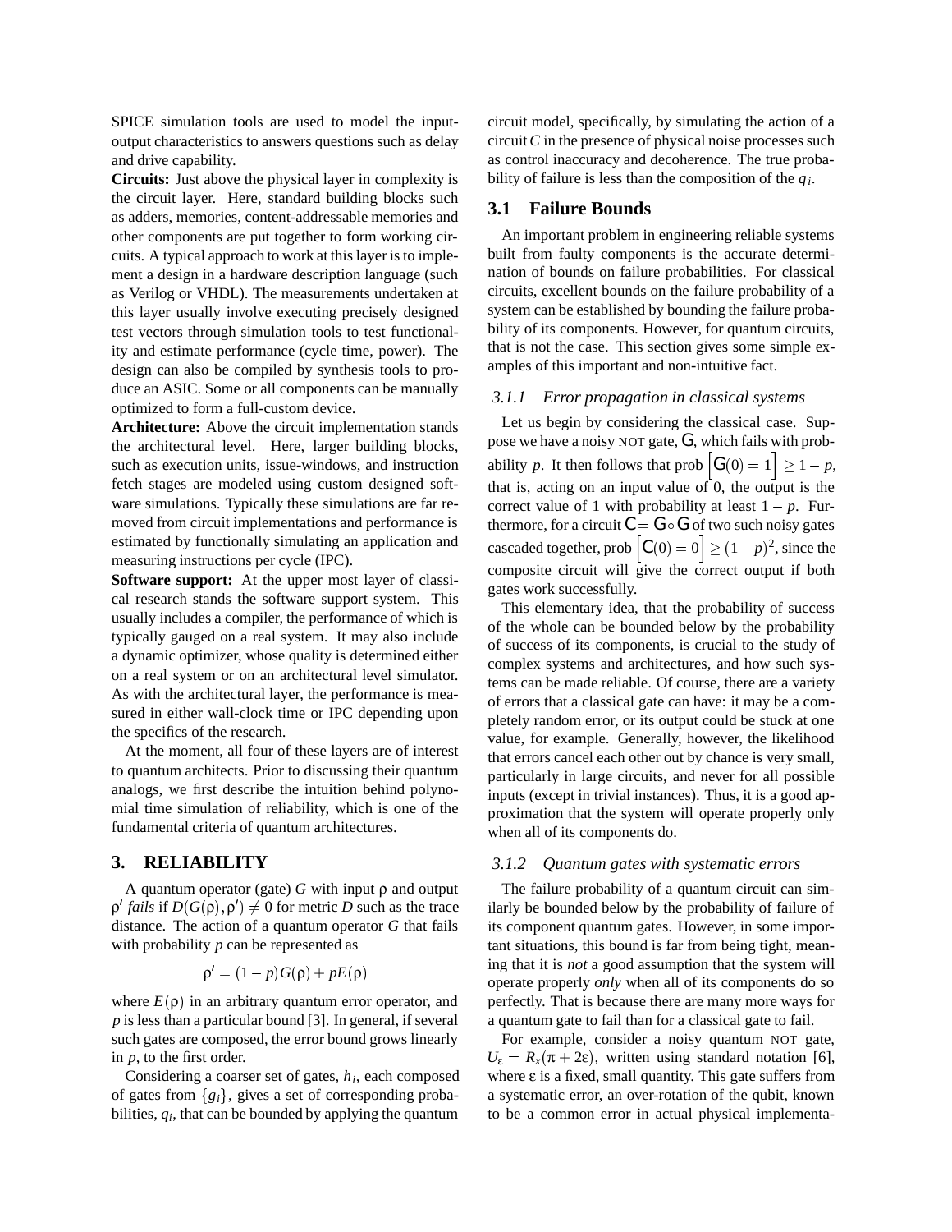SPICE simulation tools are used to model the input-output characteristics to answers questions such as delay and drive capability.

**Circuits:** Just above the physical layer in complexity is the circuit layer. Here, standard building blocks such as adders, memories, content-addressable memories and other components are put together to form working circuits. A typical approach to work at this layer is to implement a design in a hardware description language (such as Verilog or VHDL). The measurements undertaken at this layer usually involve executing precisely designed test vectors through simulation tools to test functionality and estimate performance (cycle time, power). The design can also be compiled by synthesis tools to produce an ASIC. Some or all components can be manually optimized to form a full-custom device.

**Architecture:** Above the circuit implementation stands the architectural level. Here, larger building blocks, such as execution units, issue-windows, and instruction fetch stages are modeled using custom designed software simulations. Typically these simulations are far removed from circuit implementations and performance is estimated by functionally simulating an application and measuring instructions per cycle (IPC).

**Software support:** At the upper most layer of classical research stands the software support system. This usually includes a compiler, the performance of which is typically gauged on a real system. It may also include a dynamic optimizer, whose quality is determined either on a real system or on an architectural level simulator. As with the architectural layer, the performance is measured in either wall-clock time or IPC depending upon the specifics of the research.

At the moment, all four of these layers are of interest to quantum architects. Prior to discussing their quantum analogs, we first describe the intuition behind polynomial time simulation of reliability, which is one of the fundamental criteria of quantum architectures.

# 3. RELIABILITY

A quantum operator (gate) $G$ with input $\rho$ and output $\rho'$ *fails* if $D(G(\rho), \rho') \neq 0$ for metric $D$ such as the trace distance. The action of a quantum operator $G$ that fails with probability $p$ can be represented as

$$\rho' = (1-p)G(\rho) + pE(\rho)$$

where $E(\rho)$ in an arbitrary quantum error operator, and $p$ is less than a particular bound [3]. In general, if several such gates are composed, the error bound grows linearly in $p$, to the first order.

Considering a coarser set of gates, $h_i$, each composed of gates from $\{g_i\}$, gives a set of corresponding probabilities, $q_i$, that can be bounded by applying the quantum circuit model, specifically, by simulating the action of a circuit $C$ in the presence of physical noise processes such as control inaccuracy and decoherence. The true probability of failure is less than the composition of the $q_i$.

## 3.1 Failure Bounds

An important problem in engineering reliable systems built from faulty components is the accurate determination of bounds on failure probabilities. For classical circuits, excellent bounds on the failure probability of a system can be established by bounding the failure probability of its components. However, for quantum circuits, that is not the case. This section gives some simple examples of this important and non-intuitive fact.

### *3.1.1 Error propagation in classical systems*

Let us begin by considering the classical case. Suppose we have a noisy NOT gate, $\mathsf{G}$, which fails with probability $p$. It then follows that prob $\left[\mathsf{G}(0) = 1\right] \geq 1 - p$, that is, acting on an input value of 0, the output is the correct value of 1 with probability at least $1 - p$. Furthermore, for a circuit $\mathsf{C} = \mathsf{G} \circ \mathsf{G}$ of two such noisy gates cascaded together, prob $\left[\mathsf{C}(0) = 0\right] \geq (1-p)^2$, since the composite circuit will give the correct output if both gates work successfully.

This elementary idea, that the probability of success of the whole can be bounded below by the probability of success of its components, is crucial to the study of complex systems and architectures, and how such systems can be made reliable. Of course, there are a variety of errors that a classical gate can have: it may be a completely random error, or its output could be stuck at one value, for example. Generally, however, the likelihood that errors cancel each other out by chance is very small, particularly in large circuits, and never for all possible inputs (except in trivial instances). Thus, it is a good approximation that the system will operate properly only when all of its components do.

### *3.1.2 Quantum gates with systematic errors*

The failure probability of a quantum circuit can similarly be bounded below by the probability of failure of its component quantum gates. However, in some important situations, this bound is far from being tight, meaning that it is *not* a good assumption that the system will operate properly *only* when all of its components do so perfectly. That is because there are many more ways for a quantum gate to fail than for a classical gate to fail.

For example, consider a noisy quantum NOT gate, $U_\varepsilon = R_x(\pi + 2\varepsilon)$, written using standard notation [6], where $\varepsilon$ is a fixed, small quantity. This gate suffers from a systematic error, an over-rotation of the qubit, known to be a common error in actual physical implementa-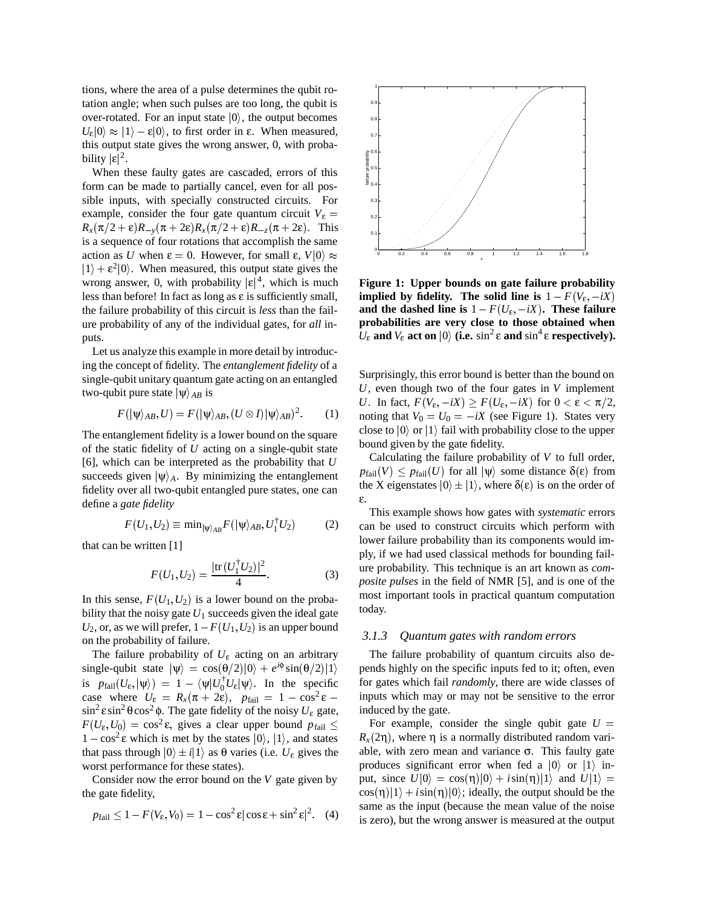tions, where the area of a pulse determines the qubit rotation angle; when such pulses are too long, the qubit is over-rotated. For an input state $|0\rangle$, the output becomes $U_\varepsilon|0\rangle \approx |1\rangle - \varepsilon|0\rangle$, to first order in ε. When measured, this output state gives the wrong answer, 0, with probability $|\varepsilon|^2$.

When these faulty gates are cascaded, errors of this form can be made to partially cancel, even for all possible inputs, with specially constructed circuits. For example, consider the four gate quantum circuit $V_\varepsilon = R_x(\pi/2+\varepsilon)R_{-y}(\pi+2\varepsilon)R_x(\pi/2+\varepsilon)R_{-z}(\pi+2\varepsilon)$. This is a sequence of four rotations that accomplish the same action as $U$ when $\varepsilon = 0$. However, for small ε, $V|0\rangle \approx |1\rangle + \varepsilon^2|0\rangle$. When measured, this output state gives the wrong answer, 0, with probability $|\varepsilon|^4$, which is much less than before! In fact as long as ε is sufficiently small, the failure probability of this circuit is *less* than the failure probability of any of the individual gates, for *all* inputs.

Let us analyze this example in more detail by introducing the concept of fidelity. The *entanglement fidelity* of a single-qubit unitary quantum gate acting on an entangled two-qubit pure state $|\psi\rangle_{AB}$ is

$$F(|\psi\rangle_{AB}, U) = F(|\psi\rangle_{AB}, (U \otimes I)|\psi\rangle_{AB})^2. \qquad (1)$$

The entanglement fidelity is a lower bound on the square of the static fidelity of $U$ acting on a single-qubit state [6], which can be interpreted as the probability that $U$ succeeds given $|\psi\rangle_A$. By minimizing the entanglement fidelity over all two-qubit entangled pure states, one can define a *gate fidelity*

$$F(U_1,U_2) \equiv \min_{|\psi\rangle_{AB}} F(|\psi\rangle_{AB}, U_1^\dagger U_2) \qquad (2)$$

that can be written [1]

$$F(U_1,U_2) = \frac{|\mathrm{tr}\,(U_1^\dagger U_2)|^2}{4}. \qquad (3)$$

In this sense, $F(U_1,U_2)$ is a lower bound on the probability that the noisy gate $U_1$ succeeds given the ideal gate $U_2$, or, as we will prefer, $1-F(U_1,U_2)$ is an upper bound on the probability of failure.

The failure probability of $U_\varepsilon$ acting on an arbitrary single-qubit state $|\psi\rangle = \cos(\theta/2)|0\rangle + e^{i\phi}\sin(\theta/2)|1\rangle$ is $p_{\text{fail}}(U_\varepsilon,|\psi\rangle) = 1 - \langle\psi|U_0^\dagger U_\varepsilon|\psi\rangle$. In the specific case where $U_\varepsilon = R_x(\pi+2\varepsilon)$, $p_{\text{fail}} = 1-\cos^2\varepsilon - \sin^2\varepsilon\sin^2\theta\cos^2\phi$. The gate fidelity of the noisy $U_\varepsilon$ gate, $F(U_\varepsilon,U_0) = \cos^2\varepsilon$, gives a clear upper bound $p_{\text{fail}} \le 1-\cos^2\varepsilon$ which is met by the states $|0\rangle$, $|1\rangle$, and states that pass through $|0\rangle \pm i|1\rangle$ as θ varies (i.e. $U_\varepsilon$ gives the worst performance for these states).

Consider now the error bound on the $V$ gate given by the gate fidelity,

$$p_{\text{fail}} \le 1 - F(V_\varepsilon,V_0) = 1-\cos^2\varepsilon|\cos\varepsilon + \sin^2\varepsilon|^2. \quad (4)$$

**Figure 1: Upper bounds on gate failure probability implied by fidelity. The solid line is $1-F(V_\varepsilon,-iX)$ and the dashed line is $1-F(U_\varepsilon,-iX)$. These failure probabilities are very close to those obtained when $U_\varepsilon$ and $V_\varepsilon$ act on $|0\rangle$ (i.e. $\sin^2\varepsilon$ and $\sin^4\varepsilon$ respectively).**

Surprisingly, this error bound is better than the bound on $U$, even though two of the four gates in $V$ implement $U$. In fact, $F(V_\varepsilon,-iX) \ge F(U_\varepsilon,-iX)$ for $0<\varepsilon<\pi/2$, noting that $V_0 = U_0 = -iX$ (see Figure 1). States very close to $|0\rangle$ or $|1\rangle$ fail with probability close to the upper bound given by the gate fidelity.

Calculating the failure probability of $V$ to full order, $p_{\text{fail}}(V) \le p_{\text{fail}}(U)$ for all $|\psi\rangle$ some distance $\delta(\varepsilon)$ from the X eigenstates $|0\rangle \pm |1\rangle$, where $\delta(\varepsilon)$ is on the order of ε.

This example shows how gates with *systematic* errors can be used to construct circuits which perform with lower failure probability than its components would imply, if we had used classical methods for bounding failure probability. This technique is an art known as *composite pulses* in the field of NMR [5], and is one of the most important tools in practical quantum computation today.

### *3.1.3 Quantum gates with random errors*

The failure probability of quantum circuits also depends highly on the specific inputs fed to it; often, even for gates which fail *randomly*, there are wide classes of inputs which may or may not be sensitive to the error induced by the gate.

For example, consider the single qubit gate $U = R_x(2\eta)$, where η is a normally distributed random variable, with zero mean and variance σ. This faulty gate produces significant error when fed a $|0\rangle$ or $|1\rangle$ input, since $U|0\rangle = \cos(\eta)|0\rangle + i\sin(\eta)|1\rangle$ and $U|1\rangle = \cos(\eta)|1\rangle + i\sin(\eta)|0\rangle$; ideally, the output should be the same as the input (because the mean value of the noise is zero), but the wrong answer is measured at the output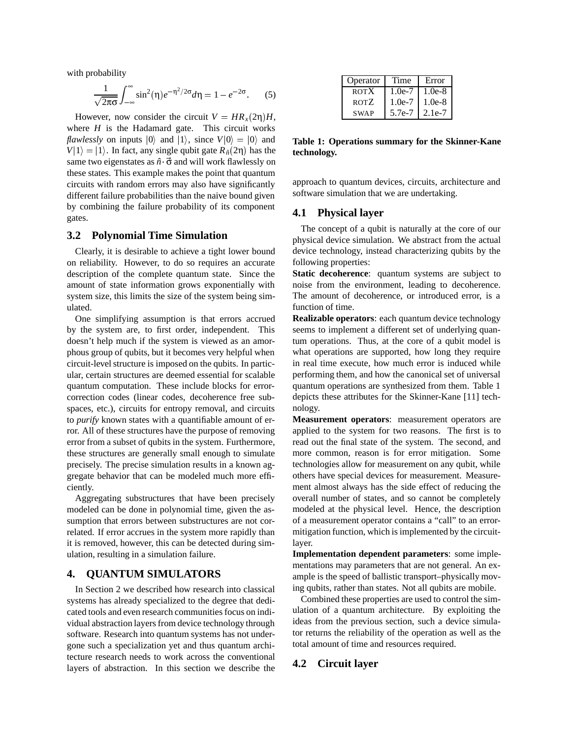with probability

$$\frac{1}{\sqrt{2\pi\sigma}}\int_{-\infty}^{\infty}\sin^2(\eta)e^{-\eta^2/2\sigma}d\eta = 1 - e^{-2\sigma}. \qquad (5)$$

However, now consider the circuit $V = HR_x(2\eta)H$, where $H$ is the Hadamard gate. This circuit works *flawlessly* on inputs $|0\rangle$ and $|1\rangle$, since $V|0\rangle = |0\rangle$ and $V|1\rangle = |1\rangle$. In fact, any single qubit gate $R_{\hat{n}}(2\eta)$ has the same two eigenstates as $\hat{n}\cdot\vec{\sigma}$ and will work flawlessly on these states. This example makes the point that quantum circuits with random errors may also have significantly different failure probabilities than the naive bound given by combining the failure probability of its component gates.

## 3.2 Polynomial Time Simulation

Clearly, it is desirable to achieve a tight lower bound on reliability. However, to do so requires an accurate description of the complete quantum state. Since the amount of state information grows exponentially with system size, this limits the size of the system being simulated.

One simplifying assumption is that errors accrued by the system are, to first order, independent. This doesn't help much if the system is viewed as an amorphous group of qubits, but it becomes very helpful when circuit-level structure is imposed on the qubits. In particular, certain structures are deemed essential for scalable quantum computation. These include blocks for error-correction codes (linear codes, decoherence free subspaces, etc.), circuits for entropy removal, and circuits to *purify* known states with a quantifiable amount of error. All of these structures have the purpose of removing error from a subset of qubits in the system. Furthermore, these structures are generally small enough to simulate precisely. The precise simulation results in a known aggregate behavior that can be modeled much more efficiently.

Aggregating substructures that have been precisely modeled can be done in polynomial time, given the assumption that errors between substructures are not correlated. If error accrues in the system more rapidly than it is removed, however, this can be detected during simulation, resulting in a simulation failure.

# 4. QUANTUM SIMULATORS

In Section 2 we described how research into classical systems has already specialized to the degree that dedicated tools and even research communities focus on individual abstraction layers from device technology through software. Research into quantum systems has not undergone such a specialization yet and thus quantum architecture research needs to work across the conventional layers of abstraction. In this section we describe the approach to quantum devices, circuits, architecture and software simulation that we are undertaking.

| Operator | Time | Error |
|---|---|---|
| ROTX | 1.0e-7 | 1.0e-8 |
| ROTZ | 1.0e-7 | 1.0e-8 |
| SWAP | 5.7e-7 | 2.1e-7 |

**Table 1: Operations summary for the Skinner-Kane technology.**

## 4.1 Physical layer

The concept of a qubit is naturally at the core of our physical device simulation. We abstract from the actual device technology, instead characterizing qubits by the following properties:

**Static decoherence**: quantum systems are subject to noise from the environment, leading to decoherence. The amount of decoherence, or introduced error, is a function of time.

**Realizable operators**: each quantum device technology seems to implement a different set of underlying quantum operations. Thus, at the core of a qubit model is what operations are supported, how long they require in real time execute, how much error is induced while performing them, and how the canonical set of universal quantum operations are synthesized from them. Table 1 depicts these attributes for the Skinner-Kane [11] technology.

**Measurement operators**: measurement operators are applied to the system for two reasons. The first is to read out the final state of the system. The second, and more common, reason is for error mitigation. Some technologies allow for measurement on any qubit, while others have special devices for measurement. Measurement almost always has the side effect of reducing the overall number of states, and so cannot be completely modeled at the physical level. Hence, the description of a measurement operator contains a "call" to an error-mitigation function, which is implemented by the circuit-layer.

**Implementation dependent parameters**: some implementations may parameters that are not general. An example is the speed of ballistic transport–physically moving qubits, rather than states. Not all qubits are mobile.

Combined these properties are used to control the simulation of a quantum architecture. By exploiting the ideas from the previous section, such a device simulator returns the reliability of the operation as well as the total amount of time and resources required.

## 4.2 Circuit layer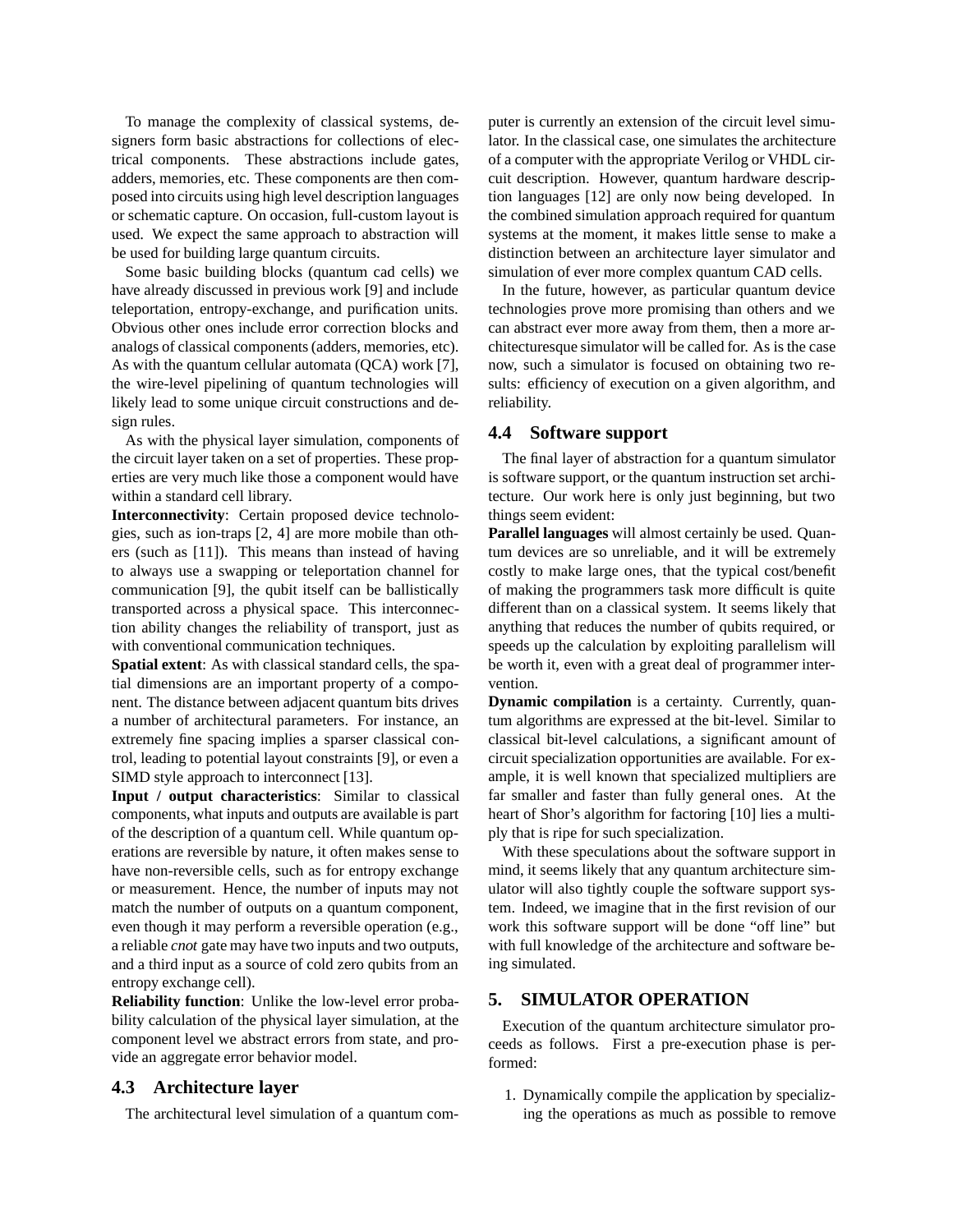To manage the complexity of classical systems, designers form basic abstractions for collections of electrical components. These abstractions include gates, adders, memories, etc. These components are then composed into circuits using high level description languages or schematic capture. On occasion, full-custom layout is used. We expect the same approach to abstraction will be used for building large quantum circuits.

Some basic building blocks (quantum cad cells) we have already discussed in previous work [9] and include teleportation, entropy-exchange, and purification units. Obvious other ones include error correction blocks and analogs of classical components (adders, memories, etc). As with the quantum cellular automata (QCA) work [7], the wire-level pipelining of quantum technologies will likely lead to some unique circuit constructions and design rules.

As with the physical layer simulation, components of the circuit layer taken on a set of properties. These properties are very much like those a component would have within a standard cell library.

**Interconnectivity**: Certain proposed device technologies, such as ion-traps [2, 4] are more mobile than others (such as [11]). This means than instead of having to always use a swapping or teleportation channel for communication [9], the qubit itself can be ballistically transported across a physical space. This interconnection ability changes the reliability of transport, just as with conventional communication techniques.

**Spatial extent**: As with classical standard cells, the spatial dimensions are an important property of a component. The distance between adjacent quantum bits drives a number of architectural parameters. For instance, an extremely fine spacing implies a sparser classical control, leading to potential layout constraints [9], or even a SIMD style approach to interconnect [13].

**Input / output characteristics**: Similar to classical components, what inputs and outputs are available is part of the description of a quantum cell. While quantum operations are reversible by nature, it often makes sense to have non-reversible cells, such as for entropy exchange or measurement. Hence, the number of inputs may not match the number of outputs on a quantum component, even though it may perform a reversible operation (e.g., a reliable *cnot* gate may have two inputs and two outputs, and a third input as a source of cold zero qubits from an entropy exchange cell).

**Reliability function**: Unlike the low-level error probability calculation of the physical layer simulation, at the component level we abstract errors from state, and provide an aggregate error behavior model.

## 4.3 Architecture layer

The architectural level simulation of a quantum computer is currently an extension of the circuit level simulator. In the classical case, one simulates the architecture of a computer with the appropriate Verilog or VHDL circuit description. However, quantum hardware description languages [12] are only now being developed. In the combined simulation approach required for quantum systems at the moment, it makes little sense to make a distinction between an architecture layer simulator and simulation of ever more complex quantum CAD cells.

In the future, however, as particular quantum device technologies prove more promising than others and we can abstract ever more away from them, then a more architecturesque simulator will be called for. As is the case now, such a simulator is focused on obtaining two results: efficiency of execution on a given algorithm, and reliability.

## 4.4 Software support

The final layer of abstraction for a quantum simulator is software support, or the quantum instruction set architecture. Our work here is only just beginning, but two things seem evident:

**Parallel languages** will almost certainly be used. Quantum devices are so unreliable, and it will be extremely costly to make large ones, that the typical cost/benefit of making the programmers task more difficult is quite different than on a classical system. It seems likely that anything that reduces the number of qubits required, or speeds up the calculation by exploiting parallelism will be worth it, even with a great deal of programmer intervention.

**Dynamic compilation** is a certainty. Currently, quantum algorithms are expressed at the bit-level. Similar to classical bit-level calculations, a significant amount of circuit specialization opportunities are available. For example, it is well known that specialized multipliers are far smaller and faster than fully general ones. At the heart of Shor's algorithm for factoring [10] lies a multiply that is ripe for such specialization.

With these speculations about the software support in mind, it seems likely that any quantum architecture simulator will also tightly couple the software support system. Indeed, we imagine that in the first revision of our work this software support will be done "off line" but with full knowledge of the architecture and software being simulated.

# 5. SIMULATOR OPERATION

Execution of the quantum architecture simulator proceeds as follows. First a pre-execution phase is performed:

1. Dynamically compile the application by specializing the operations as much as possible to remove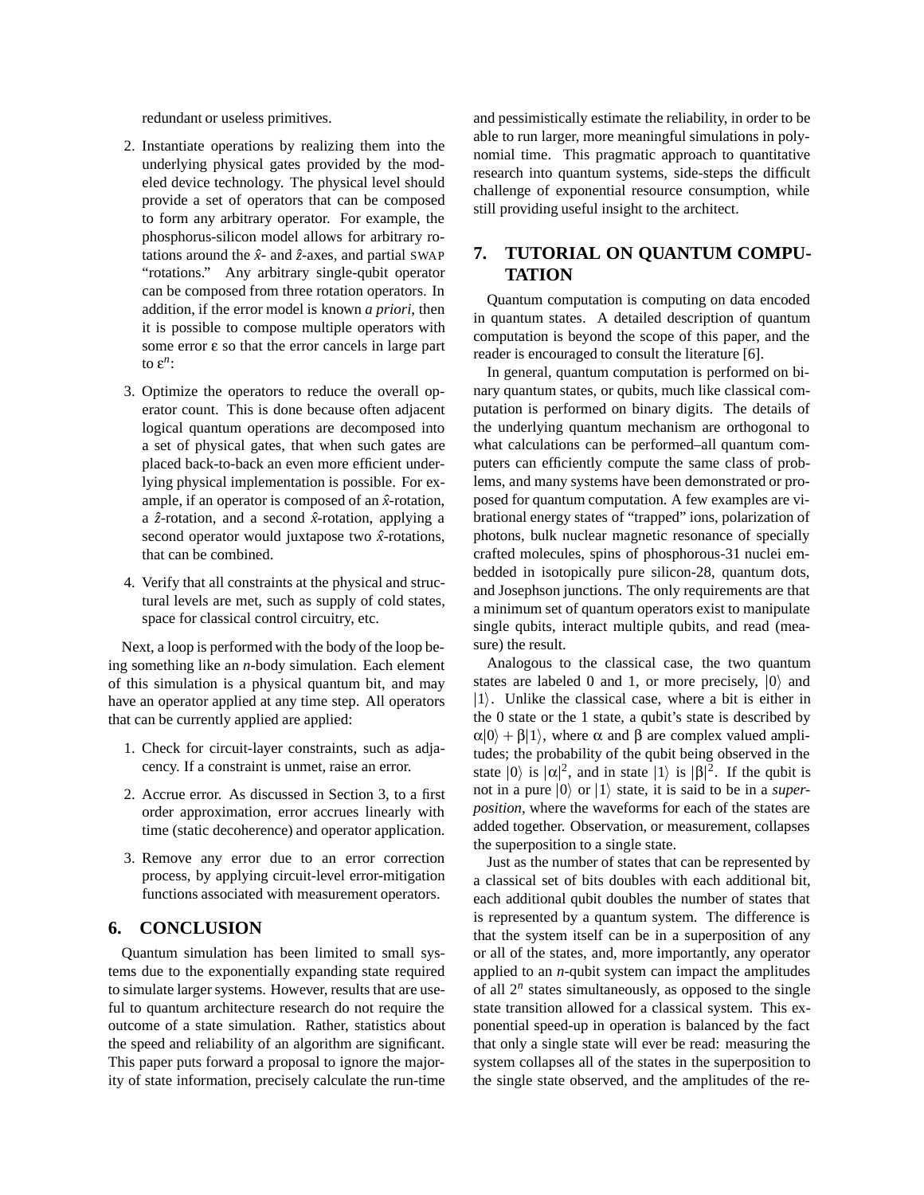redundant or useless primitives.

2. Instantiate operations by realizing them into the underlying physical gates provided by the modeled device technology. The physical level should provide a set of operators that can be composed to form any arbitrary operator. For example, the phosphorus-silicon model allows for arbitrary rotations around the $\hat{x}$- and $\hat{z}$-axes, and partial SWAP "rotations." Any arbitrary single-qubit operator can be composed from three rotation operators. In addition, if the error model is known *a priori*, then it is possible to compose multiple operators with some error $\varepsilon$ so that the error cancels in large part to $\varepsilon^n$:

3. Optimize the operators to reduce the overall operator count. This is done because often adjacent logical quantum operations are decomposed into a set of physical gates, that when such gates are placed back-to-back an even more efficient underlying physical implementation is possible. For example, if an operator is composed of an $\hat{x}$-rotation, a $\hat{z}$-rotation, and a second $\hat{x}$-rotation, applying a second operator would juxtapose two $\hat{x}$-rotations, that can be combined.

4. Verify that all constraints at the physical and structural levels are met, such as supply of cold states, space for classical control circuitry, etc.

Next, a loop is performed with the body of the loop being something like an *n*-body simulation. Each element of this simulation is a physical quantum bit, and may have an operator applied at any time step. All operators that can be currently applied are applied:

1. Check for circuit-layer constraints, such as adjacency. If a constraint is unmet, raise an error.

2. Accrue error. As discussed in Section 3, to a first order approximation, error accrues linearly with time (static decoherence) and operator application.

3. Remove any error due to an error correction process, by applying circuit-level error-mitigation functions associated with measurement operators.

## 6. CONCLUSION

Quantum simulation has been limited to small systems due to the exponentially expanding state required to simulate larger systems. However, results that are useful to quantum architecture research do not require the outcome of a state simulation. Rather, statistics about the speed and reliability of an algorithm are significant. This paper puts forward a proposal to ignore the majority of state information, precisely calculate the run-time and pessimistically estimate the reliability, in order to be able to run larger, more meaningful simulations in polynomial time. This pragmatic approach to quantitative research into quantum systems, side-steps the difficult challenge of exponential resource consumption, while still providing useful insight to the architect.

## 7. TUTORIAL ON QUANTUM COMPUTATION

Quantum computation is computing on data encoded in quantum states. A detailed description of quantum computation is beyond the scope of this paper, and the reader is encouraged to consult the literature [6].

In general, quantum computation is performed on binary quantum states, or qubits, much like classical computation is performed on binary digits. The details of the underlying quantum mechanism are orthogonal to what calculations can be performed–all quantum computers can efficiently compute the same class of problems, and many systems have been demonstrated or proposed for quantum computation. A few examples are vibrational energy states of "trapped" ions, polarization of photons, bulk nuclear magnetic resonance of specially crafted molecules, spins of phosphorous-31 nuclei embedded in isotopically pure silicon-28, quantum dots, and Josephson junctions. The only requirements are that a minimum set of quantum operators exist to manipulate single qubits, interact multiple qubits, and read (measure) the result.

Analogous to the classical case, the two quantum states are labeled 0 and 1, or more precisely, $|0\rangle$ and $|1\rangle$. Unlike the classical case, where a bit is either in the 0 state or the 1 state, a qubit's state is described by $\alpha|0\rangle + \beta|1\rangle$, where $\alpha$ and $\beta$ are complex valued amplitudes; the probability of the qubit being observed in the state $|0\rangle$ is $|\alpha|^2$, and in state $|1\rangle$ is $|\beta|^2$. If the qubit is not in a pure $|0\rangle$ or $|1\rangle$ state, it is said to be in a *superposition*, where the waveforms for each of the states are added together. Observation, or measurement, collapses the superposition to a single state.

Just as the number of states that can be represented by a classical set of bits doubles with each additional bit, each additional qubit doubles the number of states that is represented by a quantum system. The difference is that the system itself can be in a superposition of any or all of the states, and, more importantly, any operator applied to an *n*-qubit system can impact the amplitudes of all $2^n$ states simultaneously, as opposed to the single state transition allowed for a classical system. This exponential speed-up in operation is balanced by the fact that only a single state will ever be read: measuring the system collapses all of the states in the superposition to the single state observed, and the amplitudes of the re-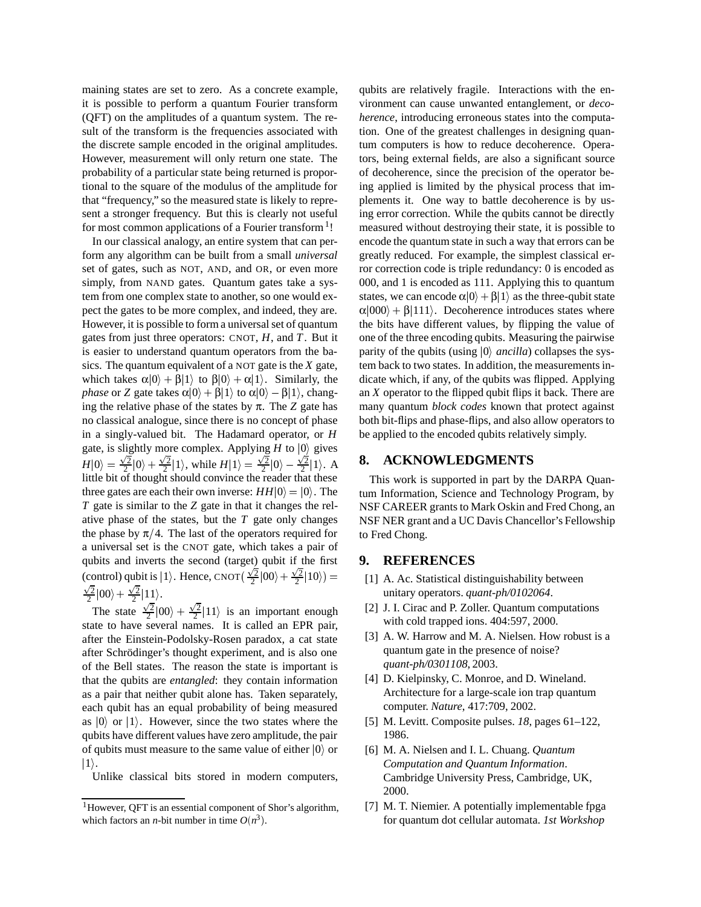maining states are set to zero. As a concrete example, it is possible to perform a quantum Fourier transform (QFT) on the amplitudes of a quantum system. The result of the transform is the frequencies associated with the discrete sample encoded in the original amplitudes. However, measurement will only return one state. The probability of a particular state being returned is proportional to the square of the modulus of the amplitude for that "frequency," so the measured state is likely to represent a stronger frequency. But this is clearly not useful for most common applications of a Fourier transform[1]!

In our classical analogy, an entire system that can perform any algorithm can be built from a small *universal* set of gates, such as NOT, AND, and OR, or even more simply, from NAND gates. Quantum gates take a system from one complex state to another, so one would expect the gates to be more complex, and indeed, they are. However, it is possible to form a universal set of quantum gates from just three operators: CNOT, $H$, and $T$. But it is easier to understand quantum operators from the basics. The quantum equivalent of a NOT gate is the $X$ gate, which takes $\alpha|0\rangle + \beta|1\rangle$ to $\beta|0\rangle + \alpha|1\rangle$. Similarly, the *phase* or $Z$ gate takes $\alpha|0\rangle + \beta|1\rangle$ to $\alpha|0\rangle - \beta|1\rangle$, changing the relative phase of the states by $\pi$. The $Z$ gate has no classical analogue, since there is no concept of phase in a singly-valued bit. The Hadamard operator, or $H$ gate, is slightly more complex. Applying $H$ to $|0\rangle$ gives $H|0\rangle = \frac{\sqrt{2}}{2}|0\rangle + \frac{\sqrt{2}}{2}|1\rangle$, while $H|1\rangle = \frac{\sqrt{2}}{2}|0\rangle - \frac{\sqrt{2}}{2}|1\rangle$. A little bit of thought should convince the reader that these three gates are each their own inverse: $HH|0\rangle = |0\rangle$. The $T$ gate is similar to the $Z$ gate in that it changes the relative phase of the states, but the $T$ gate only changes the phase by $\pi/4$. The last of the operators required for a universal set is the CNOT gate, which takes a pair of qubits and inverts the second (target) qubit if the first (control) qubit is $|1\rangle$. Hence, $\text{CNOT}(\frac{\sqrt{2}}{2}|00\rangle + \frac{\sqrt{2}}{2}|10\rangle) = \frac{\sqrt{2}}{2}|00\rangle + \frac{\sqrt{2}}{2}|11\rangle$.

The state $\frac{\sqrt{2}}{2}|00\rangle + \frac{\sqrt{2}}{2}|11\rangle$ is an important enough state to have several names. It is called an EPR pair, after the Einstein-Podolsky-Rosen paradox, a cat state after Schrödinger's thought experiment, and is also one of the Bell states. The reason the state is important is that the qubits are *entangled*: they contain information as a pair that neither qubit alone has. Taken separately, each qubit has an equal probability of being measured as $|0\rangle$ or $|1\rangle$. However, since the two states where the qubits have different values have zero amplitude, the pair of qubits must measure to the same value of either $|0\rangle$ or $|1\rangle$.

Unlike classical bits stored in modern computers, qubits are relatively fragile. Interactions with the environment can cause unwanted entanglement, or *decoherence*, introducing erroneous states into the computation. One of the greatest challenges in designing quantum computers is how to reduce decoherence. Operators, being external fields, are also a significant source of decoherence, since the precision of the operator being applied is limited by the physical process that implements it. One way to battle decoherence is by using error correction. While the qubits cannot be directly measured without destroying their state, it is possible to encode the quantum state in such a way that errors can be greatly reduced. For example, the simplest classical error correction code is triple redundancy: 0 is encoded as 000, and 1 is encoded as 111. Applying this to quantum states, we can encode $\alpha|0\rangle + \beta|1\rangle$ as the three-qubit state $\alpha|000\rangle + \beta|111\rangle$. Decoherence introduces states where the bits have different values, by flipping the value of one of the three encoding qubits. Measuring the pairwise parity of the qubits (using $|0\rangle$ *ancilla*) collapses the system back to two states. In addition, the measurements indicate which, if any, of the qubits was flipped. Applying an $X$ operator to the flipped qubit flips it back. There are many quantum *block codes* known that protect against both bit-flips and phase-flips, and also allow operators to be applied to the encoded qubits relatively simply.

[1] However, QFT is an essential component of Shor's algorithm, which factors an $n$-bit number in time $O(n^3)$.

## 8. ACKNOWLEDGMENTS

This work is supported in part by the DARPA Quantum Information, Science and Technology Program, by NSF CAREER grants to Mark Oskin and Fred Chong, an NSF NER grant and a UC Davis Chancellor's Fellowship to Fred Chong.

## 9. REFERENCES

[1] A. Ac. Statistical distinguishability between unitary operators. *quant-ph/0102064*.

[2] J. I. Cirac and P. Zoller. Quantum computations with cold trapped ions. 404:597, 2000.

[3] A. W. Harrow and M. A. Nielsen. How robust is a quantum gate in the presence of noise? *quant-ph/0301108*, 2003.

[4] D. Kielpinsky, C. Monroe, and D. Wineland. Architecture for a large-scale ion trap quantum computer. *Nature*, 417:709, 2002.

[5] M. Levitt. Composite pulses. *18*, pages 61–122, 1986.

[6] M. A. Nielsen and I. L. Chuang. *Quantum Computation and Quantum Information*. Cambridge University Press, Cambridge, UK, 2000.

[7] M. T. Niemier. A potentially implementable fpga for quantum dot cellular automata. *1st Workshop*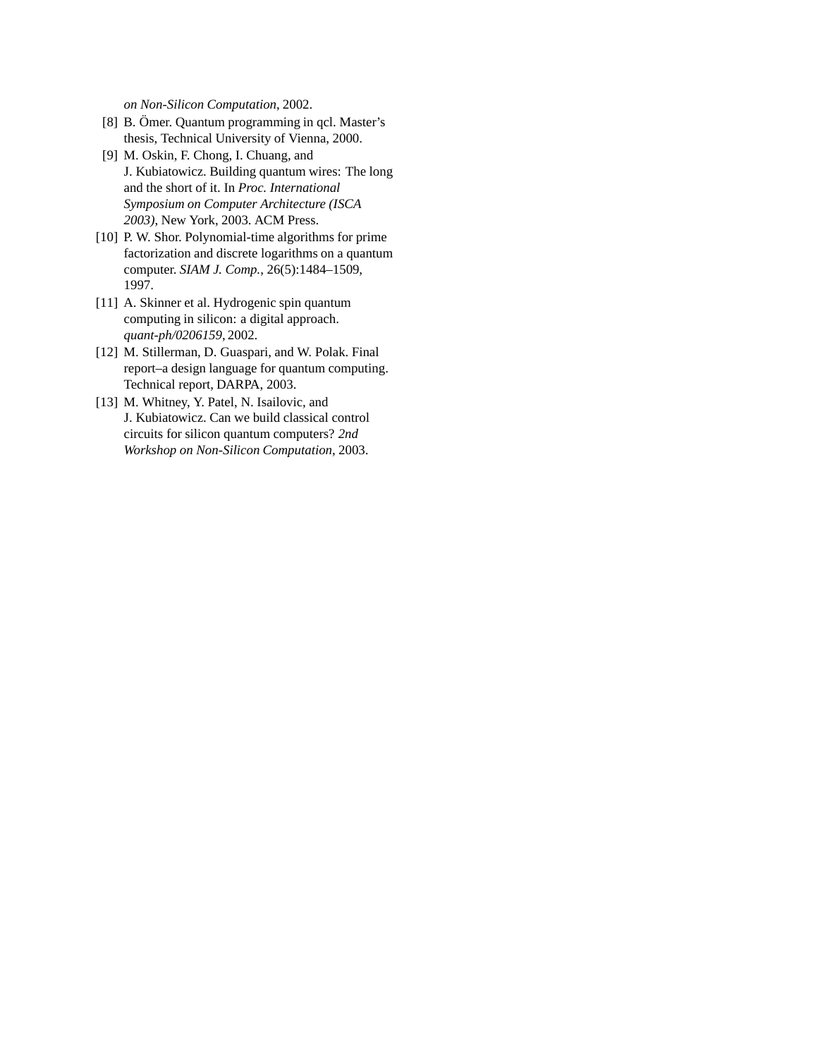*on Non-Silicon Computation*, 2002.

[8] B. Ömer. Quantum programming in qcl. Master's thesis, Technical University of Vienna, 2000.

[9] M. Oskin, F. Chong, I. Chuang, and J. Kubiatowicz. Building quantum wires: The long and the short of it. In *Proc. International Symposium on Computer Architecture (ISCA 2003)*, New York, 2003. ACM Press.

[10] P. W. Shor. Polynomial-time algorithms for prime factorization and discrete logarithms on a quantum computer. *SIAM J. Comp.*, 26(5):1484–1509, 1997.

[11] A. Skinner et al. Hydrogenic spin quantum computing in silicon: a digital approach. *quant-ph/0206159*, 2002.

[12] M. Stillerman, D. Guaspari, and W. Polak. Final report–a design language for quantum computing. Technical report, DARPA, 2003.

[13] M. Whitney, Y. Patel, N. Isailovic, and J. Kubiatowicz. Can we build classical control circuits for silicon quantum computers? *2nd Workshop on Non-Silicon Computation*, 2003.